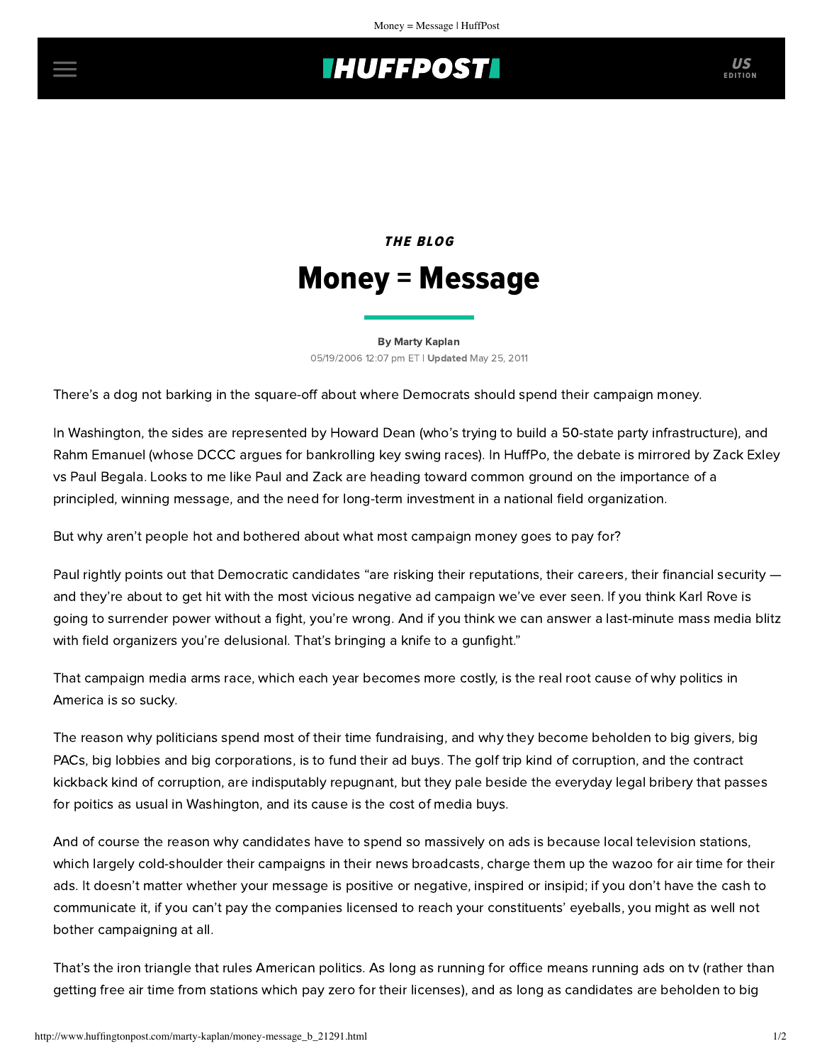THE BLOG

# Money = Message

By Marty Kaplan

05/19/2006 12:07 pm ET | **Updated** May 25, 2011

There's a dog not barking in the square-off about where Democrats should spend their campaign money.

In Washington, the sides are represented by Howard Dean (who's trying to build a 50-state party infrastructure), and Rahm Emanuel (whose DCCC argues for bankrolling key swing races). In HuffPo, the debate is mirrored by Zack Exley vs Paul Begala. Looks to me like Paul and Zack are heading toward common ground on the importance of a principled, winning message, and the need for long-term investment in a national field organization.

But why aren't people hot and bothered about what most campaign money goes to pay for?

Paul rightly points out that Democratic candidates "are risking their reputations, their careers, their financial security — and they're about to get hit with the most vicious negative ad campaign we've ever seen. If you think Karl Rove is going to surrender power without a fight, you're wrong. And if you think we can answer a last-minute mass media blitz with field organizers you're delusional. That's bringing a knife to a gunfight."

That campaign media arms race, which each year becomes more costly, is the real root cause of why politics in America is so sucky.

The reason why politicians spend most of their time fundraising, and why they become beholden to big givers, big PACs, big lobbies and big corporations, is to fund their ad buys. The golf trip kind of corruption, and the contract kickback kind of corruption, are indisputably repugnant, but they pale beside the everyday legal bribery that passes for poitics as usual in Washington, and its cause is the cost of media buys.

And of course the reason why candidates have to spend so massively on ads is because local television stations, which largely cold-shoulder their campaigns in their news broadcasts, charge them up the wazoo for air time for their ads. It doesn't matter whether your message is positive or negative, inspired or insipid; if you don't have the cash to communicate it, if you can't pay the companies licensed to reach your constituents' eyeballs, you might as well not bother campaigning at all.

That's the iron triangle that rules American politics. As long as running for office means running ads on tv (rather than getting free air time from stations which pay zero for their licenses), and as long as candidates are beholden to big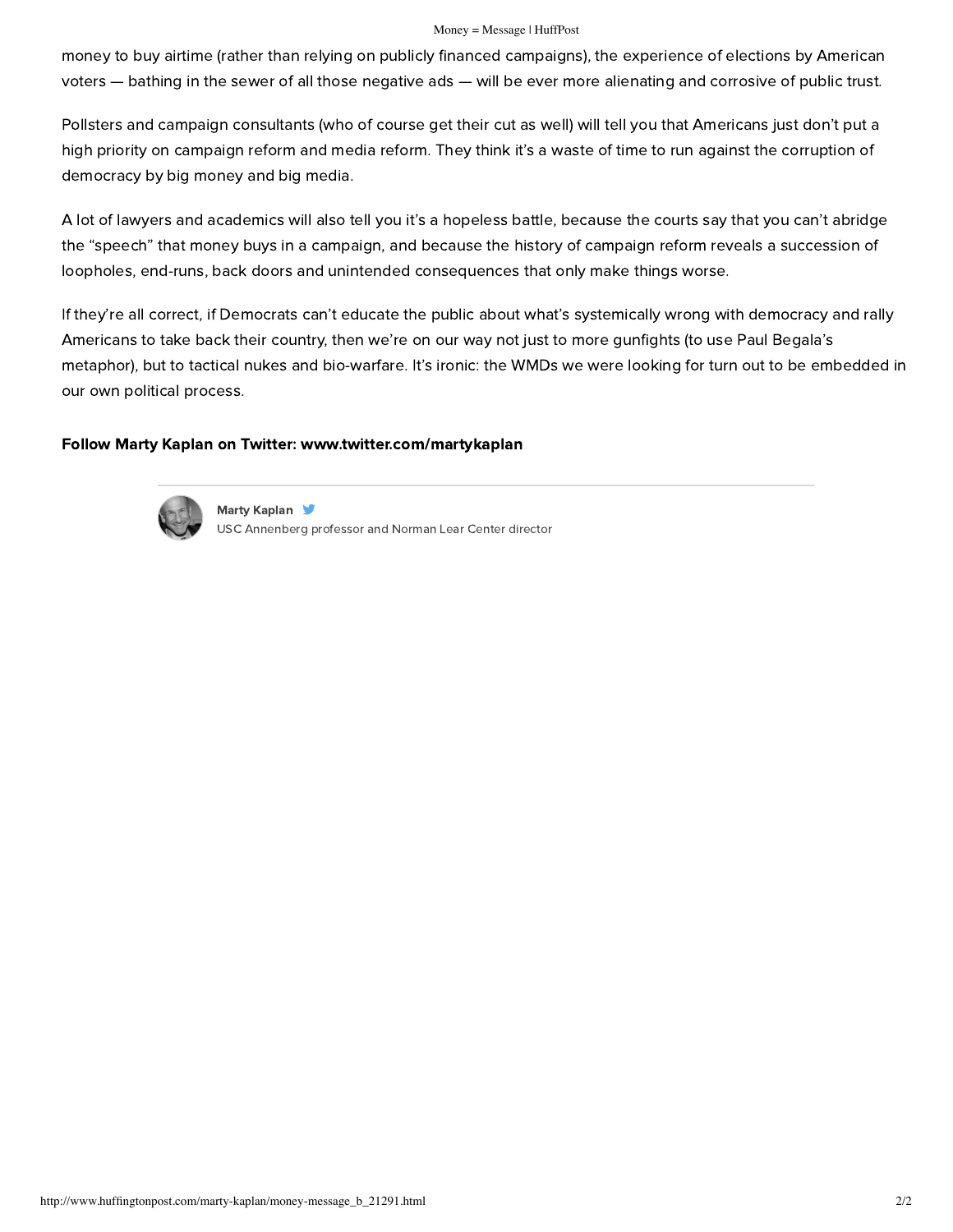money to buy airtime (rather than relying on publicly financed campaigns), the experience of elections by American voters — bathing in the sewer of all those negative ads — will be ever more alienating and corrosive of public trust.

Pollsters and campaign consultants (who of course get their cut as well) will tell you that Americans just don't put a high priority on campaign reform and media reform. They think it's a waste of time to run against the corruption of democracy by big money and big media.

A lot of lawyers and academics will also tell you it's a hopeless battle, because the courts say that you can't abridge the "speech" that money buys in a campaign, and because the history of campaign reform reveals a succession of loopholes, end-runs, back doors and unintended consequences that only make things worse.

If they're all correct, if Democrats can't educate the public about what's systemically wrong with democracy and rally Americans to take back their country, then we're on our way not just to more gunfights (to use Paul Begala's metaphor), but to tactical nukes and bio-warfare. It's ironic: the WMDs we were looking for turn out to be embedded in our own political process.

**Follow Marty Kaplan on Twitter: www.twitter.com/martykaplan**

**Marty Kaplan**
USC Annenberg professor and Norman Lear Center director